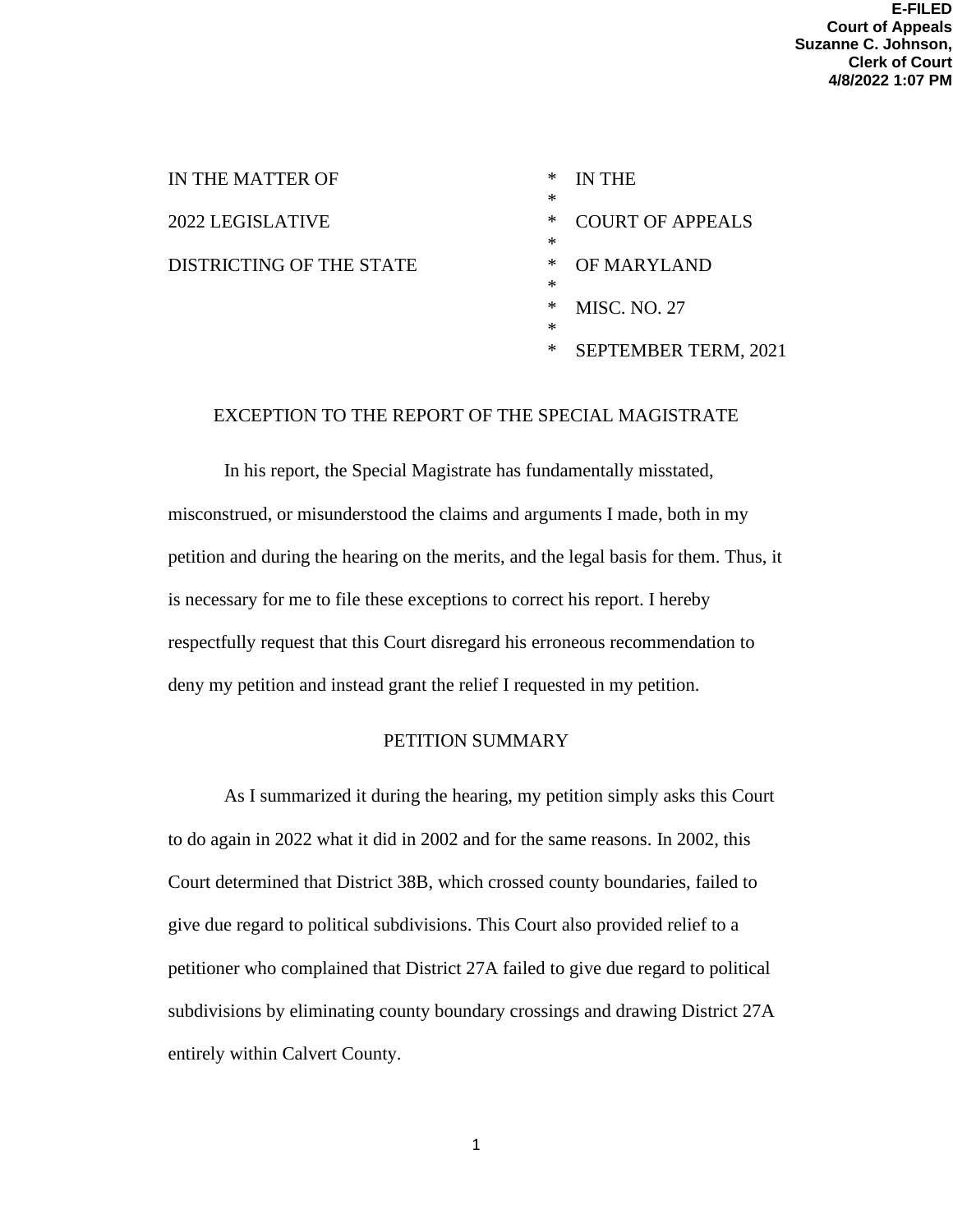E-FILED
Court of Appeals
Suzanne C. Johnson,
Clerk of Court
4/8/2022 1:07 PM

| | | |
|---|---|---|
| IN THE MATTER OF | * | IN THE |
| | * | |
| 2022 LEGISLATIVE | * | COURT OF APPEALS |
| | * | |
| DISTRICTING OF THE STATE | * | OF MARYLAND |
| | * | |
| | * | MISC. NO. 27 |
| | * | |
| | * | SEPTEMBER TERM, 2021 |

## EXCEPTION TO THE REPORT OF THE SPECIAL MAGISTRATE

In his report, the Special Magistrate has fundamentally misstated, misconstrued, or misunderstood the claims and arguments I made, both in my petition and during the hearing on the merits, and the legal basis for them. Thus, it is necessary for me to file these exceptions to correct his report. I hereby respectfully request that this Court disregard his erroneous recommendation to deny my petition and instead grant the relief I requested in my petition.

## PETITION SUMMARY

As I summarized it during the hearing, my petition simply asks this Court to do again in 2022 what it did in 2002 and for the same reasons. In 2002, this Court determined that District 38B, which crossed county boundaries, failed to give due regard to political subdivisions. This Court also provided relief to a petitioner who complained that District 27A failed to give due regard to political subdivisions by eliminating county boundary crossings and drawing District 27A entirely within Calvert County.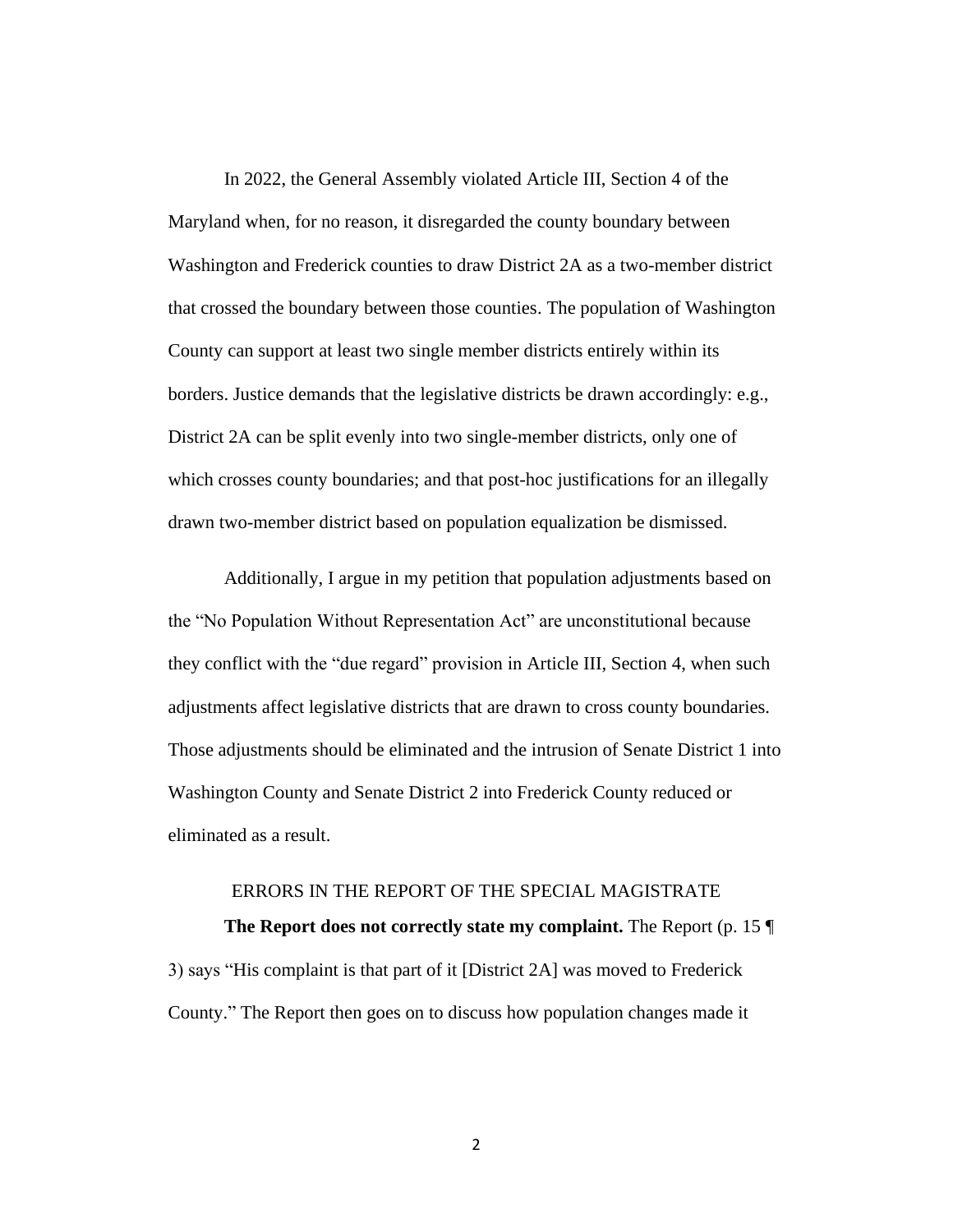In 2022, the General Assembly violated Article III, Section 4 of the Maryland when, for no reason, it disregarded the county boundary between Washington and Frederick counties to draw District 2A as a two-member district that crossed the boundary between those counties. The population of Washington County can support at least two single member districts entirely within its borders. Justice demands that the legislative districts be drawn accordingly: e.g., District 2A can be split evenly into two single-member districts, only one of which crosses county boundaries; and that post-hoc justifications for an illegally drawn two-member district based on population equalization be dismissed.

Additionally, I argue in my petition that population adjustments based on the "No Population Without Representation Act" are unconstitutional because they conflict with the "due regard" provision in Article III, Section 4, when such adjustments affect legislative districts that are drawn to cross county boundaries. Those adjustments should be eliminated and the intrusion of Senate District 1 into Washington County and Senate District 2 into Frederick County reduced or eliminated as a result.

## ERRORS IN THE REPORT OF THE SPECIAL MAGISTRATE

**The Report does not correctly state my complaint.** The Report (p. 15 ¶ 3) says "His complaint is that part of it [District 2A] was moved to Frederick County." The Report then goes on to discuss how population changes made it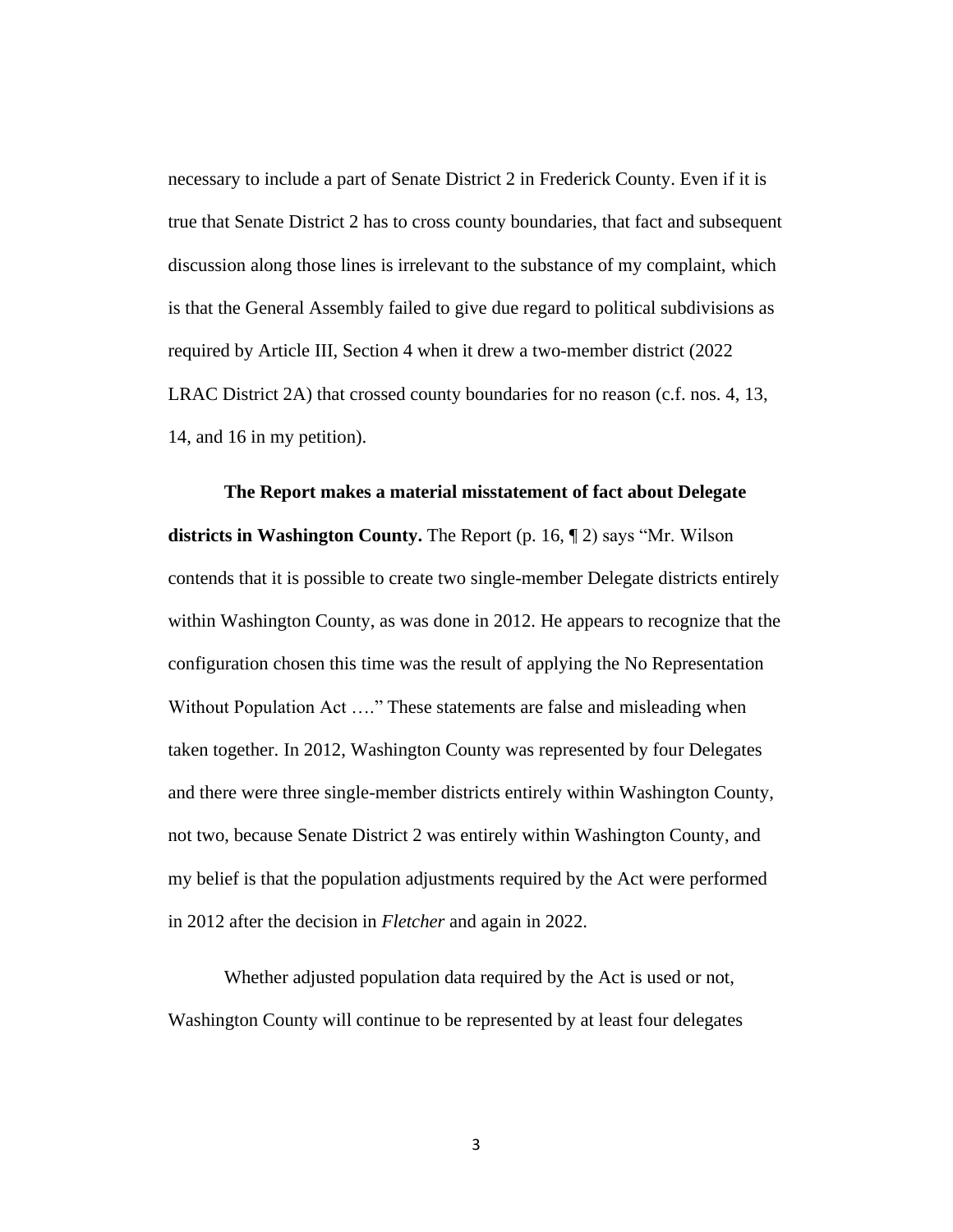necessary to include a part of Senate District 2 in Frederick County. Even if it is true that Senate District 2 has to cross county boundaries, that fact and subsequent discussion along those lines is irrelevant to the substance of my complaint, which is that the General Assembly failed to give due regard to political subdivisions as required by Article III, Section 4 when it drew a two-member district (2022 LRAC District 2A) that crossed county boundaries for no reason (c.f. nos. 4, 13, 14, and 16 in my petition).

**The Report makes a material misstatement of fact about Delegate districts in Washington County.** The Report (p. 16, ¶ 2) says "Mr. Wilson contends that it is possible to create two single-member Delegate districts entirely within Washington County, as was done in 2012. He appears to recognize that the configuration chosen this time was the result of applying the No Representation Without Population Act …." These statements are false and misleading when taken together. In 2012, Washington County was represented by four Delegates and there were three single-member districts entirely within Washington County, not two, because Senate District 2 was entirely within Washington County, and my belief is that the population adjustments required by the Act were performed in 2012 after the decision in *Fletcher* and again in 2022.

Whether adjusted population data required by the Act is used or not, Washington County will continue to be represented by at least four delegates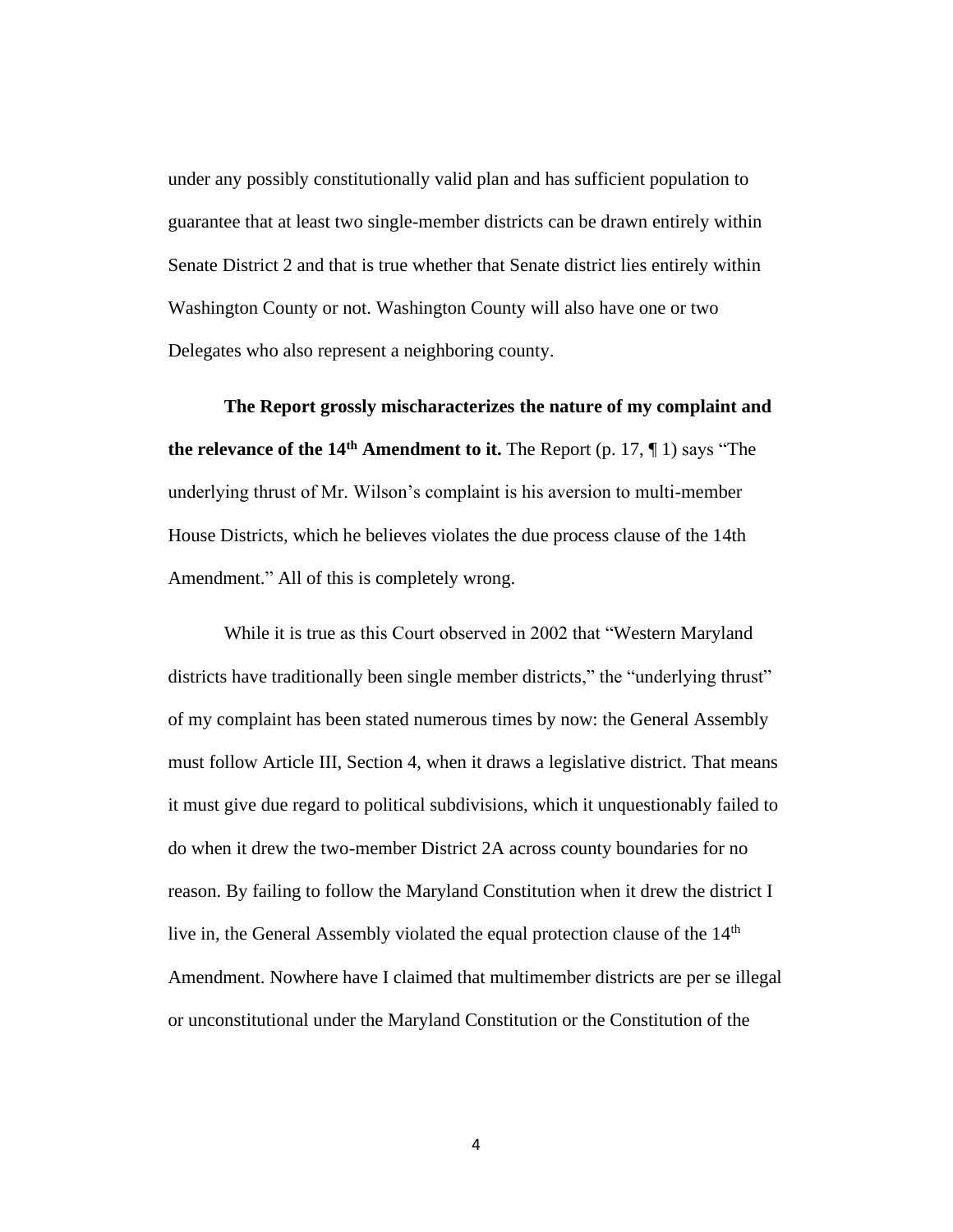under any possibly constitutionally valid plan and has sufficient population to guarantee that at least two single-member districts can be drawn entirely within Senate District 2 and that is true whether that Senate district lies entirely within Washington County or not. Washington County will also have one or two Delegates who also represent a neighboring county.

**The Report grossly mischaracterizes the nature of my complaint and the relevance of the 14th Amendment to it.** The Report (p. 17, ¶ 1) says "The underlying thrust of Mr. Wilson's complaint is his aversion to multi-member House Districts, which he believes violates the due process clause of the 14th Amendment." All of this is completely wrong.

While it is true as this Court observed in 2002 that "Western Maryland districts have traditionally been single member districts," the "underlying thrust" of my complaint has been stated numerous times by now: the General Assembly must follow Article III, Section 4, when it draws a legislative district. That means it must give due regard to political subdivisions, which it unquestionably failed to do when it drew the two-member District 2A across county boundaries for no reason. By failing to follow the Maryland Constitution when it drew the district I live in, the General Assembly violated the equal protection clause of the 14th Amendment. Nowhere have I claimed that multimember districts are per se illegal or unconstitutional under the Maryland Constitution or the Constitution of the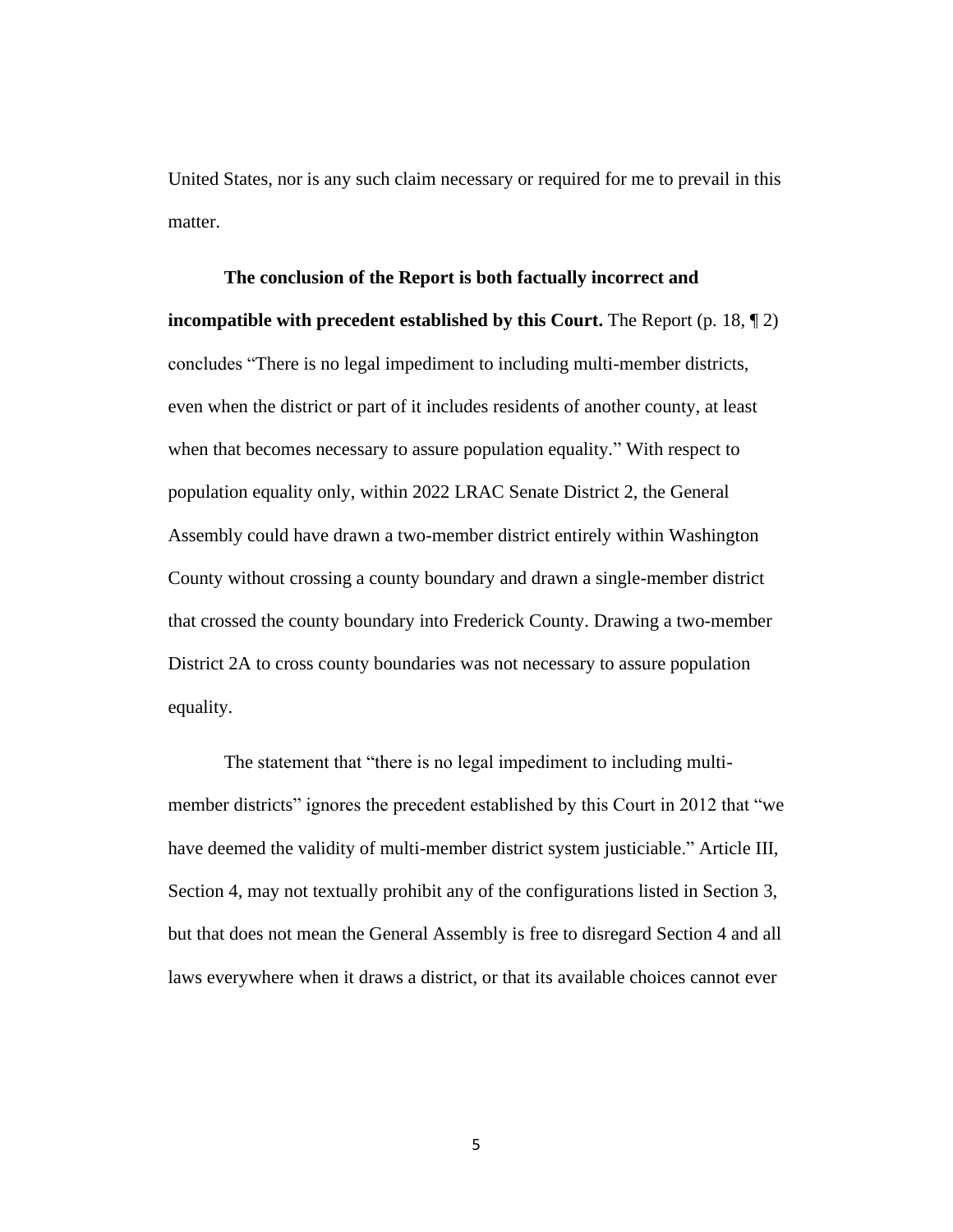United States, nor is any such claim necessary or required for me to prevail in this matter.

**The conclusion of the Report is both factually incorrect and incompatible with precedent established by this Court.** The Report (p. 18, ¶ 2) concludes "There is no legal impediment to including multi-member districts, even when the district or part of it includes residents of another county, at least when that becomes necessary to assure population equality." With respect to population equality only, within 2022 LRAC Senate District 2, the General Assembly could have drawn a two-member district entirely within Washington County without crossing a county boundary and drawn a single-member district that crossed the county boundary into Frederick County. Drawing a two-member District 2A to cross county boundaries was not necessary to assure population equality.

The statement that "there is no legal impediment to including multi-member districts" ignores the precedent established by this Court in 2012 that "we have deemed the validity of multi-member district system justiciable." Article III, Section 4, may not textually prohibit any of the configurations listed in Section 3, but that does not mean the General Assembly is free to disregard Section 4 and all laws everywhere when it draws a district, or that its available choices cannot ever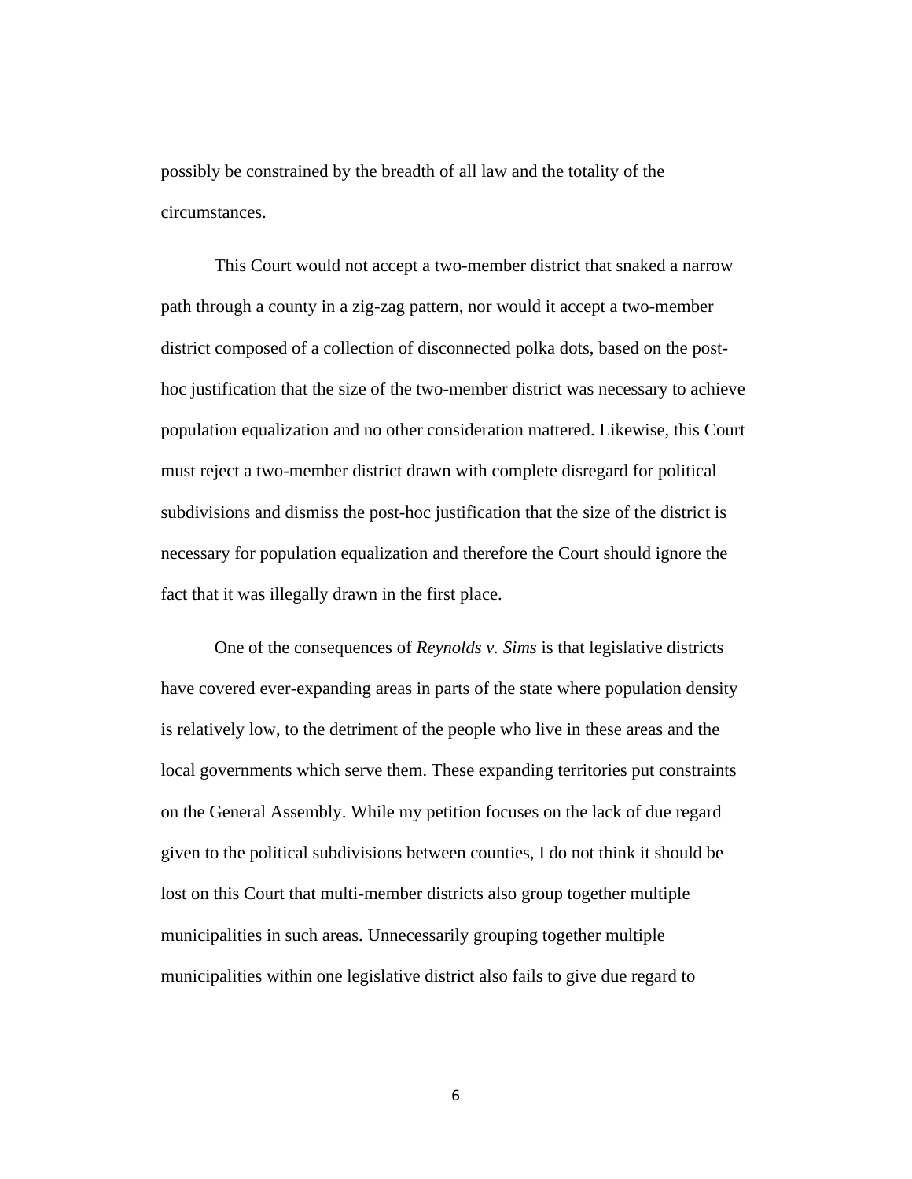possibly be constrained by the breadth of all law and the totality of the circumstances.

This Court would not accept a two-member district that snaked a narrow path through a county in a zig-zag pattern, nor would it accept a two-member district composed of a collection of disconnected polka dots, based on the post-hoc justification that the size of the two-member district was necessary to achieve population equalization and no other consideration mattered. Likewise, this Court must reject a two-member district drawn with complete disregard for political subdivisions and dismiss the post-hoc justification that the size of the district is necessary for population equalization and therefore the Court should ignore the fact that it was illegally drawn in the first place.

One of the consequences of *Reynolds v. Sims* is that legislative districts have covered ever-expanding areas in parts of the state where population density is relatively low, to the detriment of the people who live in these areas and the local governments which serve them. These expanding territories put constraints on the General Assembly. While my petition focuses on the lack of due regard given to the political subdivisions between counties, I do not think it should be lost on this Court that multi-member districts also group together multiple municipalities in such areas. Unnecessarily grouping together multiple municipalities within one legislative district also fails to give due regard to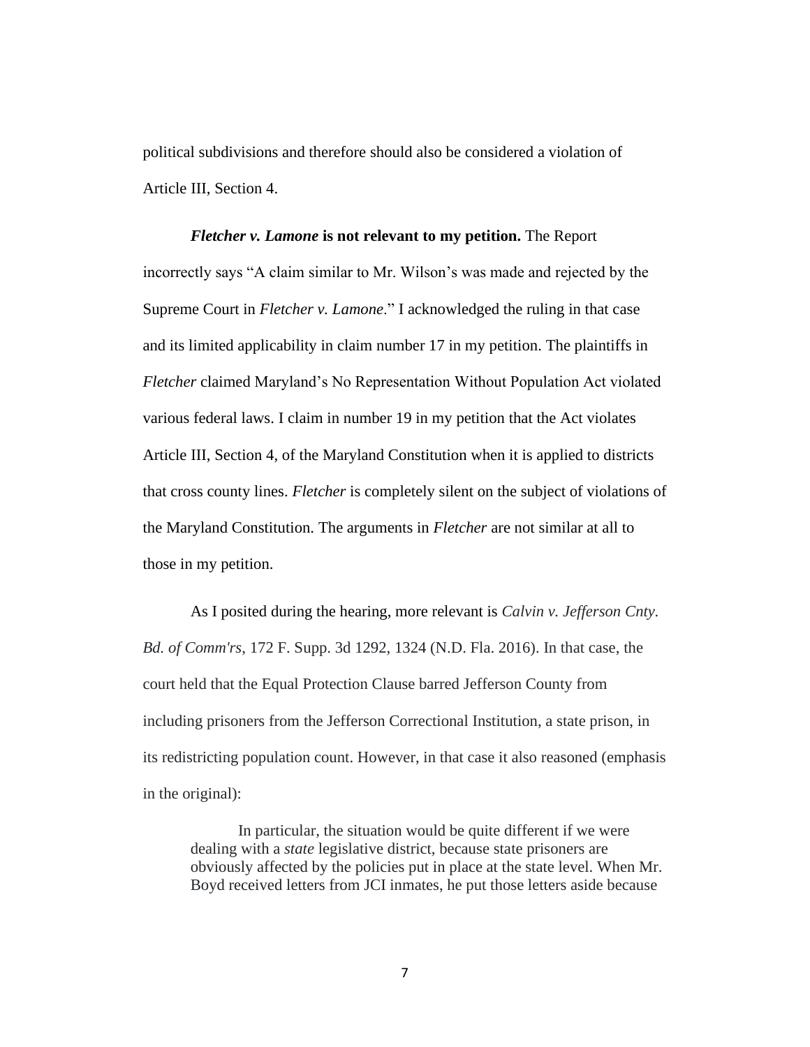political subdivisions and therefore should also be considered a violation of Article III, Section 4.

***Fletcher v. Lamone* is not relevant to my petition.** The Report incorrectly says "A claim similar to Mr. Wilson's was made and rejected by the Supreme Court in *Fletcher v. Lamone*." I acknowledged the ruling in that case and its limited applicability in claim number 17 in my petition. The plaintiffs in *Fletcher* claimed Maryland's No Representation Without Population Act violated various federal laws. I claim in number 19 in my petition that the Act violates Article III, Section 4, of the Maryland Constitution when it is applied to districts that cross county lines. *Fletcher* is completely silent on the subject of violations of the Maryland Constitution. The arguments in *Fletcher* are not similar at all to those in my petition.

As I posited during the hearing, more relevant is *Calvin v. Jefferson Cnty. Bd. of Comm'rs*, 172 F. Supp. 3d 1292, 1324 (N.D. Fla. 2016). In that case, the court held that the Equal Protection Clause barred Jefferson County from including prisoners from the Jefferson Correctional Institution, a state prison, in its redistricting population count. However, in that case it also reasoned (emphasis in the original):

> In particular, the situation would be quite different if we were dealing with a *state* legislative district, because state prisoners are obviously affected by the policies put in place at the state level. When Mr. Boyd received letters from JCI inmates, he put those letters aside because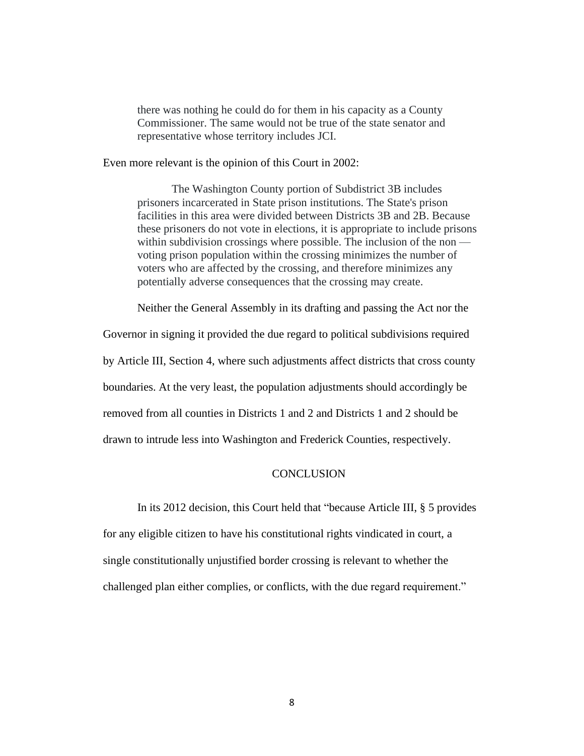> there was nothing he could do for them in his capacity as a County Commissioner. The same would not be true of the state senator and representative whose territory includes JCI.

Even more relevant is the opinion of this Court in 2002:

> The Washington County portion of Subdistrict 3B includes prisoners incarcerated in State prison institutions. The State's prison facilities in this area were divided between Districts 3B and 2B. Because these prisoners do not vote in elections, it is appropriate to include prisons within subdivision crossings where possible. The inclusion of the non — voting prison population within the crossing minimizes the number of voters who are affected by the crossing, and therefore minimizes any potentially adverse consequences that the crossing may create.

Neither the General Assembly in its drafting and passing the Act nor the Governor in signing it provided the due regard to political subdivisions required by Article III, Section 4, where such adjustments affect districts that cross county boundaries. At the very least, the population adjustments should accordingly be removed from all counties in Districts 1 and 2 and Districts 1 and 2 should be drawn to intrude less into Washington and Frederick Counties, respectively.

## CONCLUSION

In its 2012 decision, this Court held that "because Article III, § 5 provides for any eligible citizen to have his constitutional rights vindicated in court, a single constitutionally unjustified border crossing is relevant to whether the challenged plan either complies, or conflicts, with the due regard requirement."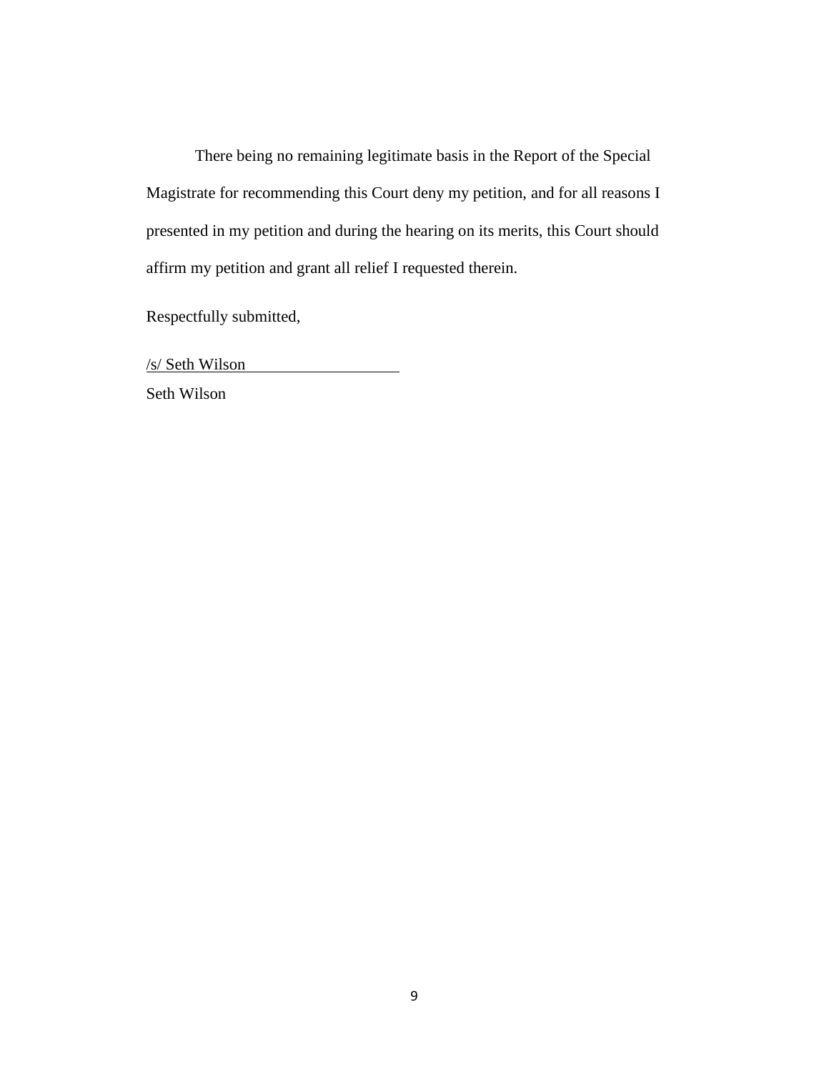There being no remaining legitimate basis in the Report of the Special Magistrate for recommending this Court deny my petition, and for all reasons I presented in my petition and during the hearing on its merits, this Court should affirm my petition and grant all relief I requested therein.

Respectfully submitted,

/s/ Seth Wilson

Seth Wilson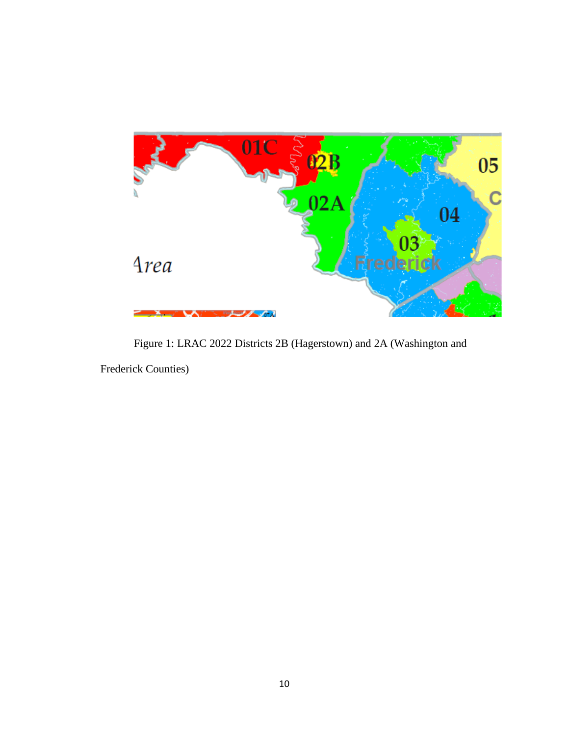Figure 1: LRAC 2022 Districts 2B (Hagerstown) and 2A (Washington and Frederick Counties)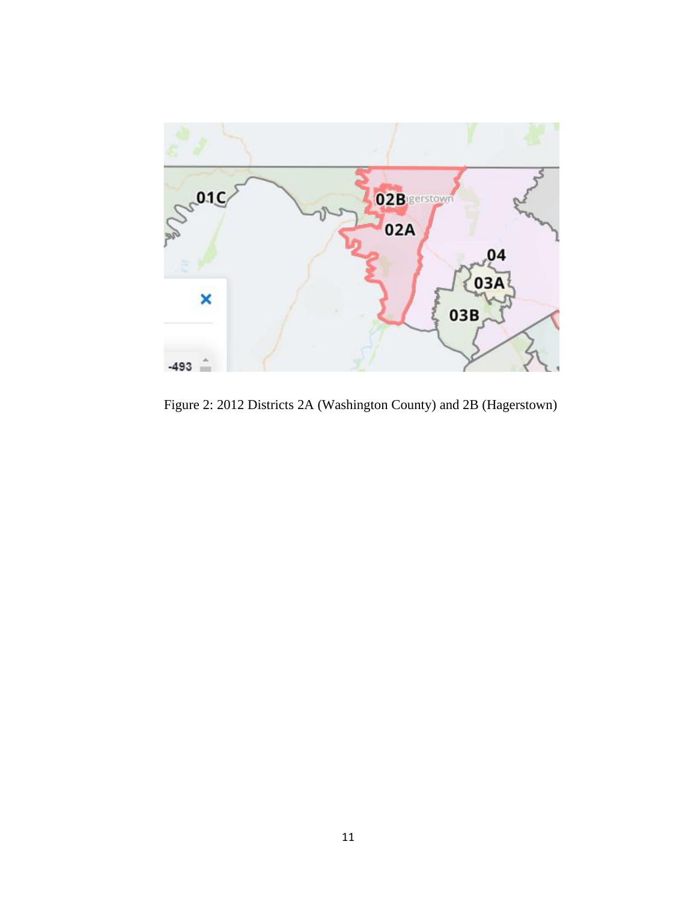Figure 2: 2012 Districts 2A (Washington County) and 2B (Hagerstown)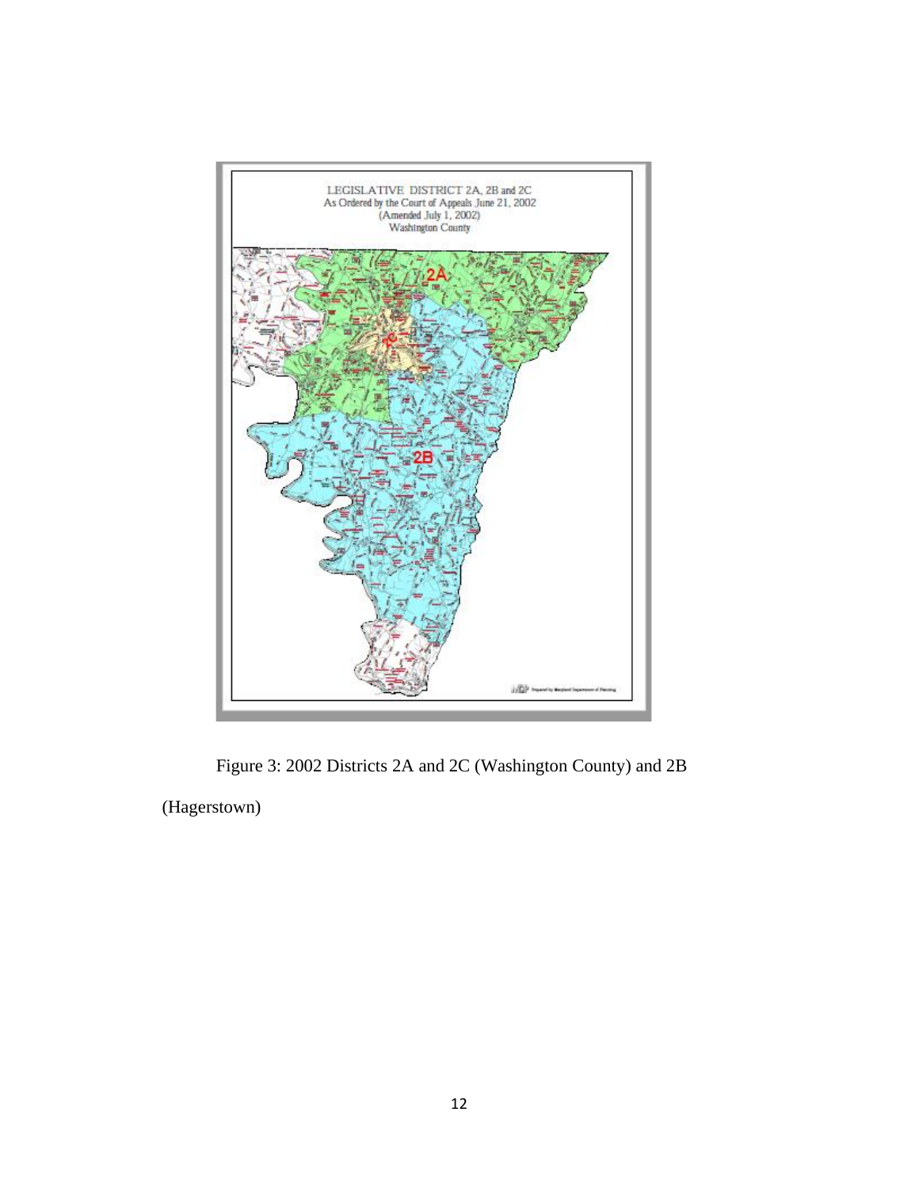Figure 3: 2002 Districts 2A and 2C (Washington County) and 2B (Hagerstown)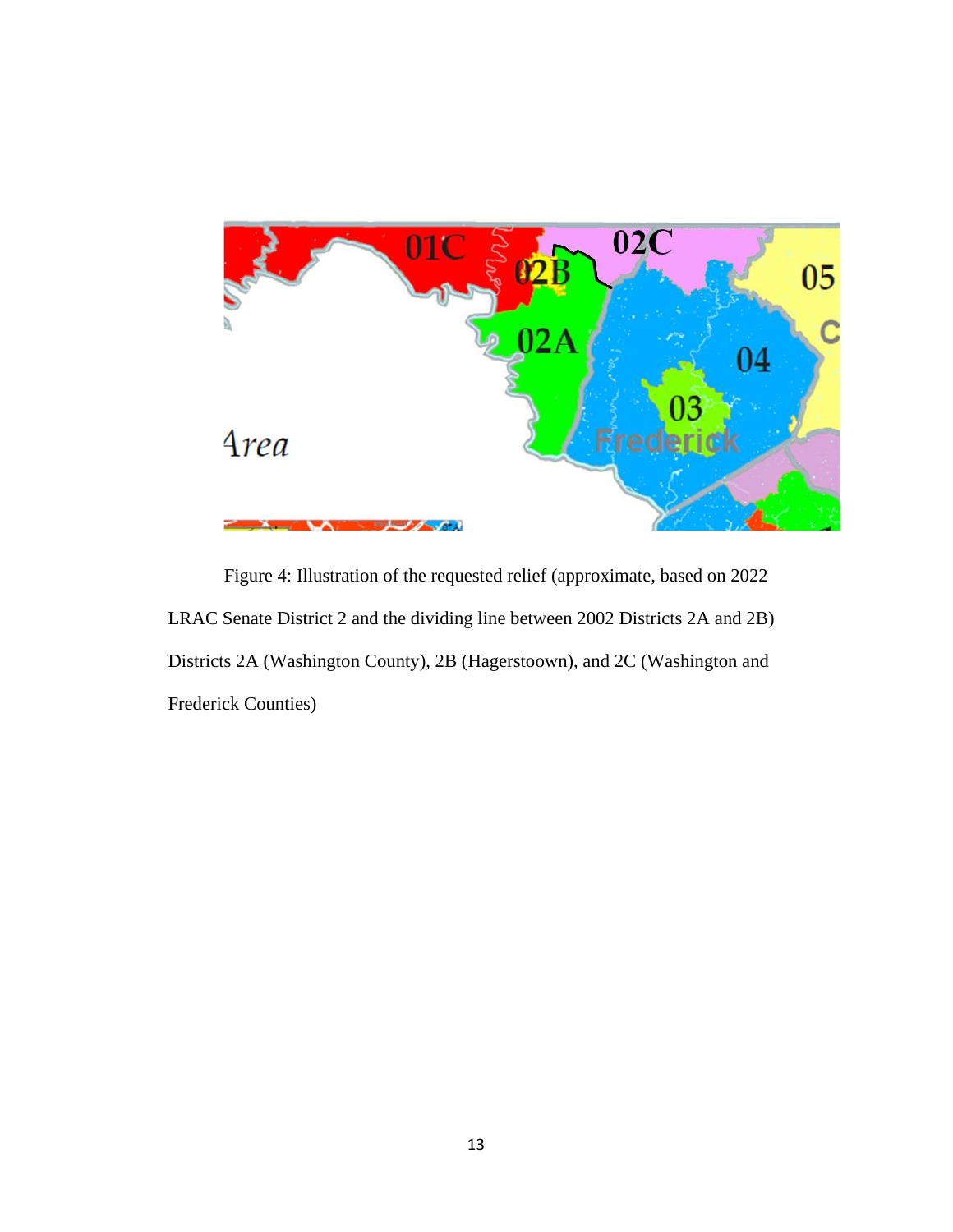Figure 4: Illustration of the requested relief (approximate, based on 2022 LRAC Senate District 2 and the dividing line between 2002 Districts 2A and 2B) Districts 2A (Washington County), 2B (Hagerstoown), and 2C (Washington and Frederick Counties)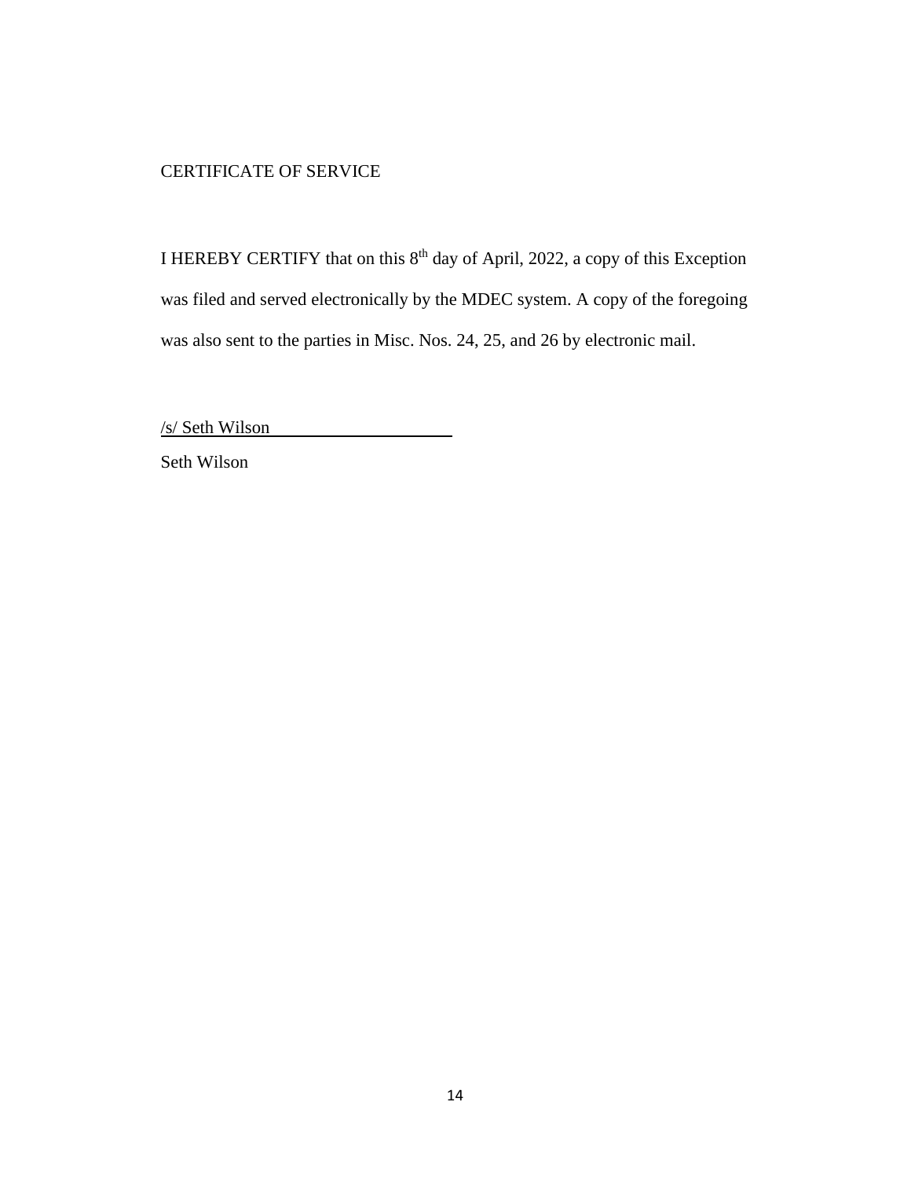CERTIFICATE OF SERVICE

I HEREBY CERTIFY that on this 8th day of April, 2022, a copy of this Exception was filed and served electronically by the MDEC system. A copy of the foregoing was also sent to the parties in Misc. Nos. 24, 25, and 26 by electronic mail.

/s/ Seth Wilson

Seth Wilson